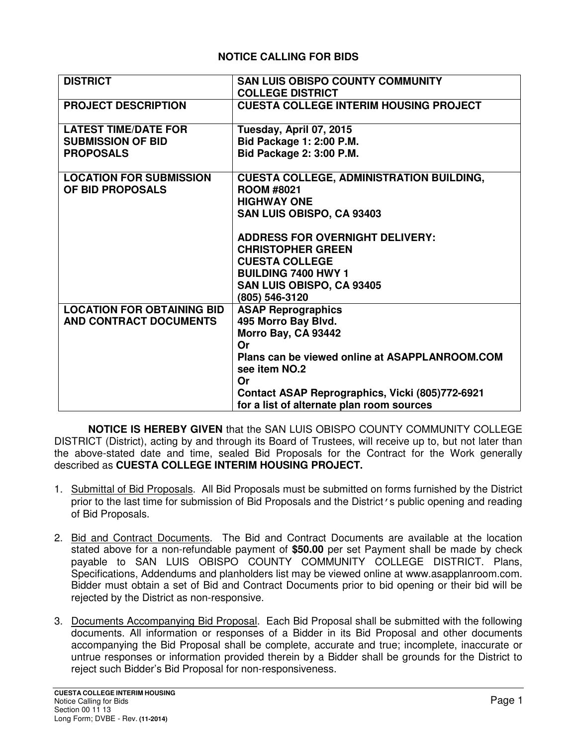# NOTICE CALLING FOR BIDS

| | |
|---|---|
| **DISTRICT** | **SAN LUIS OBISPO COUNTY COMMUNITY COLLEGE DISTRICT** |
| **PROJECT DESCRIPTION** | **CUESTA COLLEGE INTERIM HOUSING PROJECT** |
| **LATEST TIME/DATE FOR SUBMISSION OF BID PROPOSALS** | **Tuesday, April 07, 2015**<br>**Bid Package 1: 2:00 P.M.**<br>**Bid Package 2: 3:00 P.M.** |
| **LOCATION FOR SUBMISSION OF BID PROPOSALS** | **CUESTA COLLEGE, ADMINISTRATION BUILDING, ROOM #8021**<br>**HIGHWAY ONE**<br>**SAN LUIS OBISPO, CA 93403**<br><br>**ADDRESS FOR OVERNIGHT DELIVERY:**<br>**CHRISTOPHER GREEN**<br>**CUESTA COLLEGE**<br>**BUILDING 7400 HWY 1**<br>**SAN LUIS OBISPO, CA 93405**<br>**(805) 546-3120** |
| **LOCATION FOR OBTAINING BID AND CONTRACT DOCUMENTS** | **ASAP Reprographics**<br>**495 Morro Bay Blvd.**<br>**Morro Bay, CA 93442**<br>**Or**<br>**Plans can be viewed online at ASAPPLANROOM.COM see item NO.2**<br>**Or**<br>**Contact ASAP Reprographics, Vicki (805)772-6921 for a list of alternate plan room sources** |

**NOTICE IS HEREBY GIVEN** that the SAN LUIS OBISPO COUNTY COMMUNITY COLLEGE DISTRICT (District), acting by and through its Board of Trustees, will receive up to, but not later than the above-stated date and time, sealed Bid Proposals for the Contract for the Work generally described as **CUESTA COLLEGE INTERIM HOUSING PROJECT.**

1. Submittal of Bid Proposals. All Bid Proposals must be submitted on forms furnished by the District prior to the last time for submission of Bid Proposals and the District's public opening and reading of Bid Proposals.

2. Bid and Contract Documents. The Bid and Contract Documents are available at the location stated above for a non-refundable payment of **$50.00** per set Payment shall be made by check payable to SAN LUIS OBISPO COUNTY COMMUNITY COLLEGE DISTRICT. Plans, Specifications, Addendums and planholders list may be viewed online at www.asapplanroom.com. Bidder must obtain a set of Bid and Contract Documents prior to bid opening or their bid will be rejected by the District as non-responsive.

3. Documents Accompanying Bid Proposal. Each Bid Proposal shall be submitted with the following documents. All information or responses of a Bidder in its Bid Proposal and other documents accompanying the Bid Proposal shall be complete, accurate and true; incomplete, inaccurate or untrue responses or information provided therein by a Bidder shall be grounds for the District to reject such Bidder's Bid Proposal for non-responsiveness.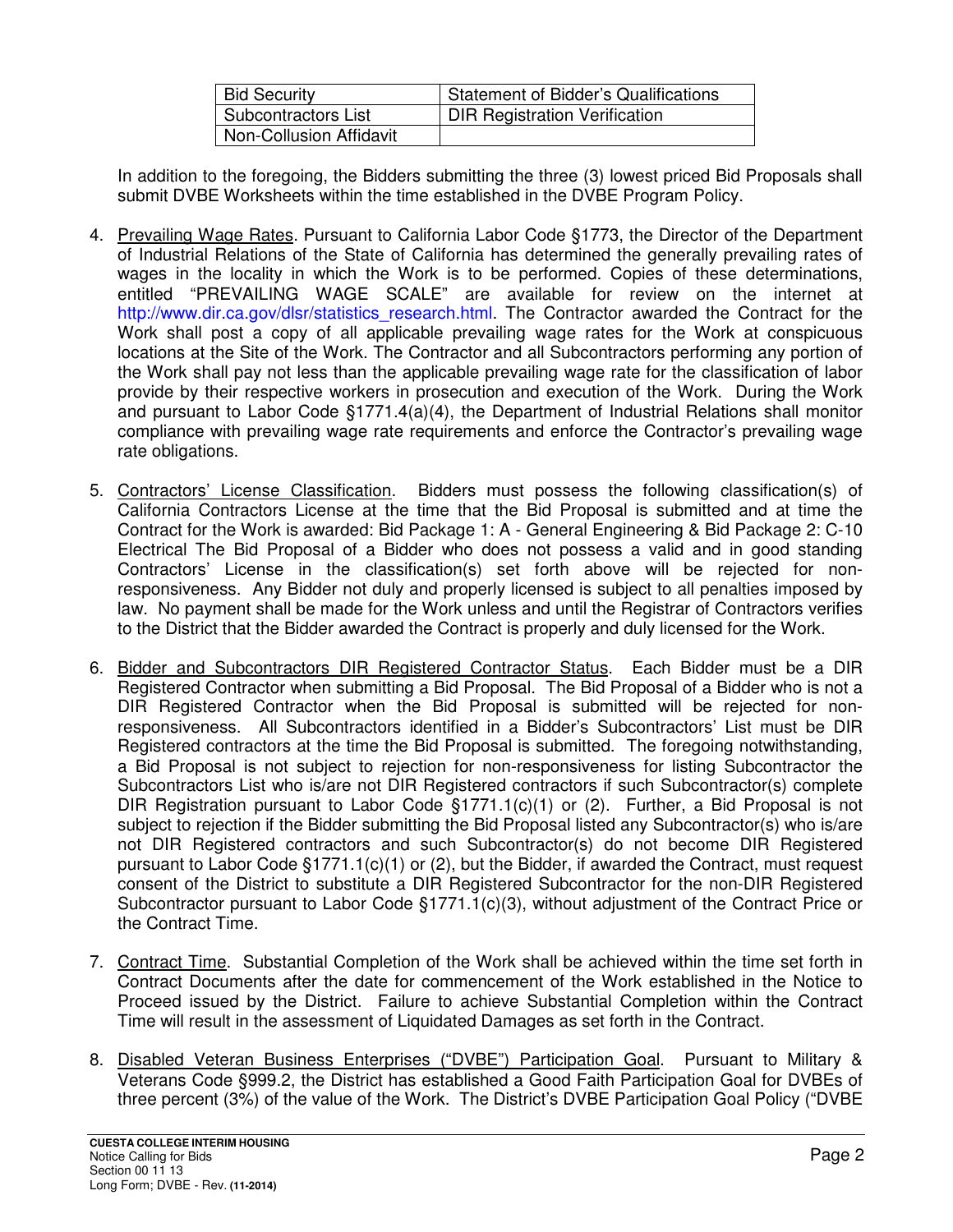| Bid Security | Statement of Bidder's Qualifications |
|---|---|
| Subcontractors List | DIR Registration Verification |
| Non-Collusion Affidavit | |

In addition to the foregoing, the Bidders submitting the three (3) lowest priced Bid Proposals shall submit DVBE Worksheets within the time established in the DVBE Program Policy.

4. Prevailing Wage Rates. Pursuant to California Labor Code §1773, the Director of the Department of Industrial Relations of the State of California has determined the generally prevailing rates of wages in the locality in which the Work is to be performed. Copies of these determinations, entitled "PREVAILING WAGE SCALE" are available for review on the internet at http://www.dir.ca.gov/dlsr/statistics_research.html. The Contractor awarded the Contract for the Work shall post a copy of all applicable prevailing wage rates for the Work at conspicuous locations at the Site of the Work. The Contractor and all Subcontractors performing any portion of the Work shall pay not less than the applicable prevailing wage rate for the classification of labor provide by their respective workers in prosecution and execution of the Work. During the Work and pursuant to Labor Code §1771.4(a)(4), the Department of Industrial Relations shall monitor compliance with prevailing wage rate requirements and enforce the Contractor's prevailing wage rate obligations.

5. Contractors' License Classification. Bidders must possess the following classification(s) of California Contractors License at the time that the Bid Proposal is submitted and at time the Contract for the Work is awarded: Bid Package 1: A - General Engineering & Bid Package 2: C-10 Electrical The Bid Proposal of a Bidder who does not possess a valid and in good standing Contractors' License in the classification(s) set forth above will be rejected for non-responsiveness. Any Bidder not duly and properly licensed is subject to all penalties imposed by law. No payment shall be made for the Work unless and until the Registrar of Contractors verifies to the District that the Bidder awarded the Contract is properly and duly licensed for the Work.

6. Bidder and Subcontractors DIR Registered Contractor Status. Each Bidder must be a DIR Registered Contractor when submitting a Bid Proposal. The Bid Proposal of a Bidder who is not a DIR Registered Contractor when the Bid Proposal is submitted will be rejected for non-responsiveness. All Subcontractors identified in a Bidder's Subcontractors' List must be DIR Registered contractors at the time the Bid Proposal is submitted. The foregoing notwithstanding, a Bid Proposal is not subject to rejection for non-responsiveness for listing Subcontractor the Subcontractors List who is/are not DIR Registered contractors if such Subcontractor(s) complete DIR Registration pursuant to Labor Code §1771.1(c)(1) or (2). Further, a Bid Proposal is not subject to rejection if the Bidder submitting the Bid Proposal listed any Subcontractor(s) who is/are not DIR Registered contractors and such Subcontractor(s) do not become DIR Registered pursuant to Labor Code §1771.1(c)(1) or (2), but the Bidder, if awarded the Contract, must request consent of the District to substitute a DIR Registered Subcontractor for the non-DIR Registered Subcontractor pursuant to Labor Code §1771.1(c)(3), without adjustment of the Contract Price or the Contract Time.

7. Contract Time. Substantial Completion of the Work shall be achieved within the time set forth in Contract Documents after the date for commencement of the Work established in the Notice to Proceed issued by the District. Failure to achieve Substantial Completion within the Contract Time will result in the assessment of Liquidated Damages as set forth in the Contract.

8. Disabled Veteran Business Enterprises ("DVBE") Participation Goal. Pursuant to Military & Veterans Code §999.2, the District has established a Good Faith Participation Goal for DVBEs of three percent (3%) of the value of the Work. The District's DVBE Participation Goal Policy ("DVBE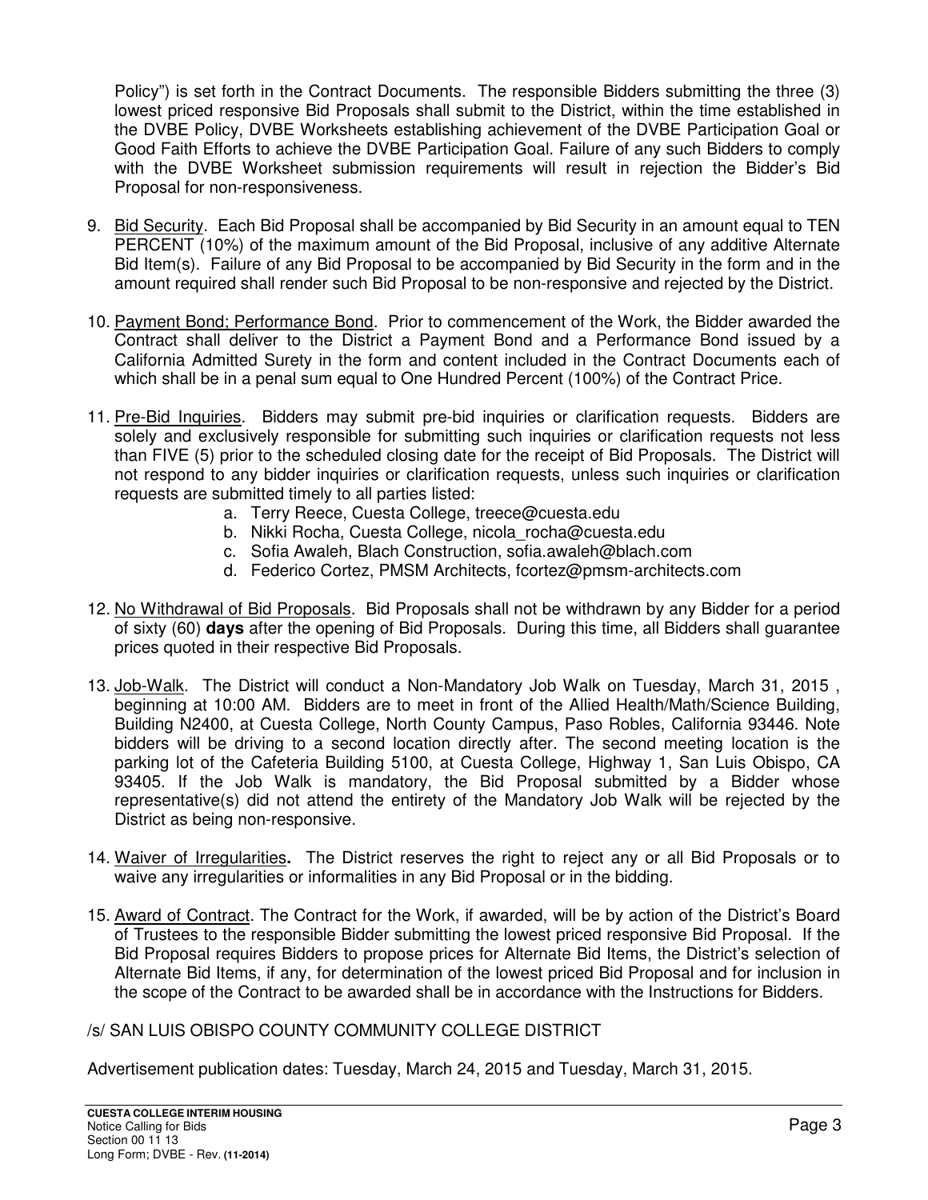Policy") is set forth in the Contract Documents. The responsible Bidders submitting the three (3) lowest priced responsive Bid Proposals shall submit to the District, within the time established in the DVBE Policy, DVBE Worksheets establishing achievement of the DVBE Participation Goal or Good Faith Efforts to achieve the DVBE Participation Goal. Failure of any such Bidders to comply with the DVBE Worksheet submission requirements will result in rejection the Bidder's Bid Proposal for non-responsiveness.

9. Bid Security. Each Bid Proposal shall be accompanied by Bid Security in an amount equal to TEN PERCENT (10%) of the maximum amount of the Bid Proposal, inclusive of any additive Alternate Bid Item(s). Failure of any Bid Proposal to be accompanied by Bid Security in the form and in the amount required shall render such Bid Proposal to be non-responsive and rejected by the District.

10. Payment Bond; Performance Bond. Prior to commencement of the Work, the Bidder awarded the Contract shall deliver to the District a Payment Bond and a Performance Bond issued by a California Admitted Surety in the form and content included in the Contract Documents each of which shall be in a penal sum equal to One Hundred Percent (100%) of the Contract Price.

11. Pre-Bid Inquiries. Bidders may submit pre-bid inquiries or clarification requests. Bidders are solely and exclusively responsible for submitting such inquiries or clarification requests not less than FIVE (5) prior to the scheduled closing date for the receipt of Bid Proposals. The District will not respond to any bidder inquiries or clarification requests, unless such inquiries or clarification requests are submitted timely to all parties listed:
    a. Terry Reece, Cuesta College, treece@cuesta.edu
    b. Nikki Rocha, Cuesta College, nicola_rocha@cuesta.edu
    c. Sofia Awaleh, Blach Construction, sofia.awaleh@blach.com
    d. Federico Cortez, PMSM Architects, fcortez@pmsm-architects.com

12. No Withdrawal of Bid Proposals. Bid Proposals shall not be withdrawn by any Bidder for a period of sixty (60) **days** after the opening of Bid Proposals. During this time, all Bidders shall guarantee prices quoted in their respective Bid Proposals.

13. Job-Walk. The District will conduct a Non-Mandatory Job Walk on Tuesday, March 31, 2015 , beginning at 10:00 AM. Bidders are to meet in front of the Allied Health/Math/Science Building, Building N2400, at Cuesta College, North County Campus, Paso Robles, California 93446. Note bidders will be driving to a second location directly after. The second meeting location is the parking lot of the Cafeteria Building 5100, at Cuesta College, Highway 1, San Luis Obispo, CA 93405. If the Job Walk is mandatory, the Bid Proposal submitted by a Bidder whose representative(s) did not attend the entirety of the Mandatory Job Walk will be rejected by the District as being non-responsive.

14. Waiver of Irregularities**.** The District reserves the right to reject any or all Bid Proposals or to waive any irregularities or informalities in any Bid Proposal or in the bidding.

15. Award of Contract. The Contract for the Work, if awarded, will be by action of the District's Board of Trustees to the responsible Bidder submitting the lowest priced responsive Bid Proposal. If the Bid Proposal requires Bidders to propose prices for Alternate Bid Items, the District's selection of Alternate Bid Items, if any, for determination of the lowest priced Bid Proposal and for inclusion in the scope of the Contract to be awarded shall be in accordance with the Instructions for Bidders.

/s/ SAN LUIS OBISPO COUNTY COMMUNITY COLLEGE DISTRICT

Advertisement publication dates: Tuesday, March 24, 2015 and Tuesday, March 31, 2015.